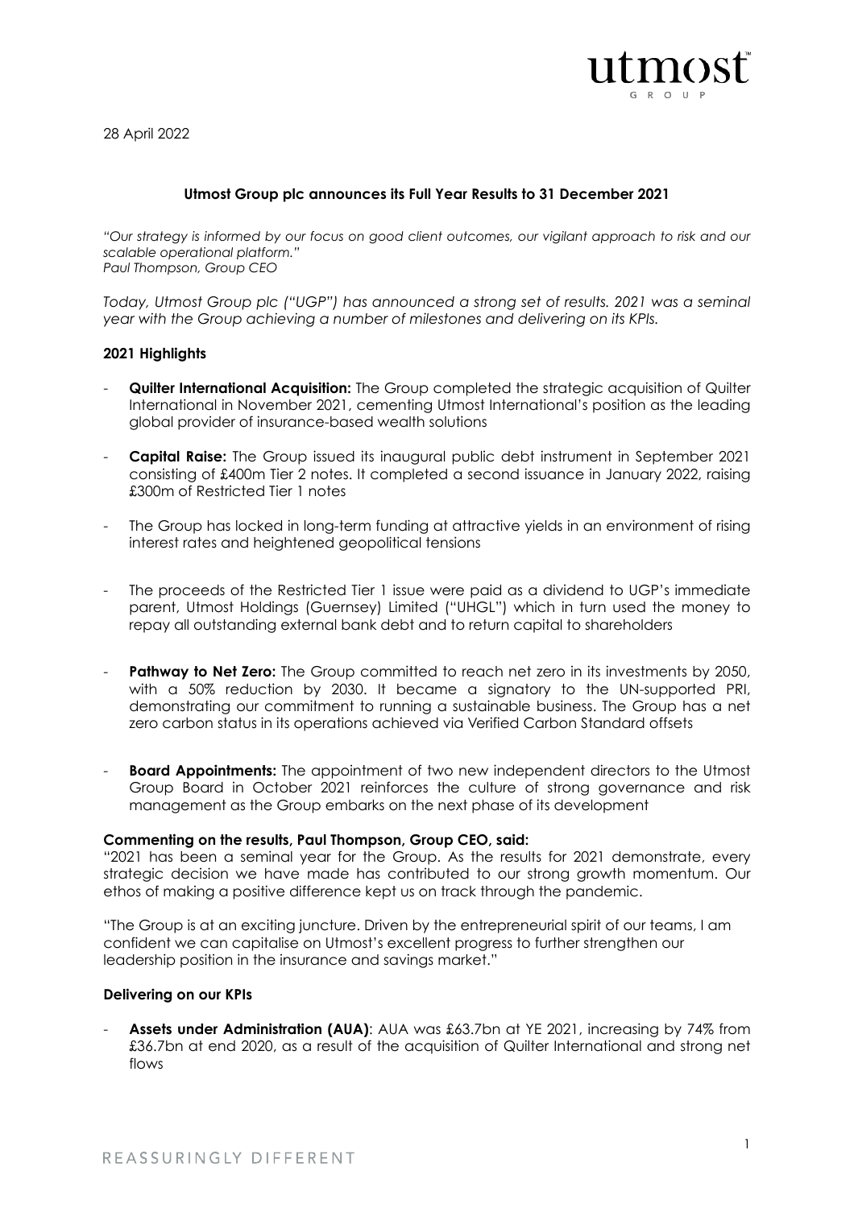28 April 2022

## Utmost Group plc announces its Full Year Results to 31 December 2021

*"Our strategy is informed by our focus on good client outcomes, our vigilant approach to risk and our scalable operational platform."*
*Paul Thompson, Group CEO*

*Today, Utmost Group plc ("UGP") has announced a strong set of results. 2021 was a seminal year with the Group achieving a number of milestones and delivering on its KPIs.*

### 2021 Highlights

- **Quilter International Acquisition:** The Group completed the strategic acquisition of Quilter International in November 2021, cementing Utmost International's position as the leading global provider of insurance-based wealth solutions
- **Capital Raise:** The Group issued its inaugural public debt instrument in September 2021 consisting of £400m Tier 2 notes. It completed a second issuance in January 2022, raising £300m of Restricted Tier 1 notes
- The Group has locked in long-term funding at attractive yields in an environment of rising interest rates and heightened geopolitical tensions
- The proceeds of the Restricted Tier 1 issue were paid as a dividend to UGP's immediate parent, Utmost Holdings (Guernsey) Limited ("UHGL") which in turn used the money to repay all outstanding external bank debt and to return capital to shareholders
- **Pathway to Net Zero:** The Group committed to reach net zero in its investments by 2050, with a 50% reduction by 2030. It became a signatory to the UN-supported PRI, demonstrating our commitment to running a sustainable business. The Group has a net zero carbon status in its operations achieved via Verified Carbon Standard offsets
- **Board Appointments:** The appointment of two new independent directors to the Utmost Group Board in October 2021 reinforces the culture of strong governance and risk management as the Group embarks on the next phase of its development

**Commenting on the results, Paul Thompson, Group CEO, said:**

"2021 has been a seminal year for the Group. As the results for 2021 demonstrate, every strategic decision we have made has contributed to our strong growth momentum. Our ethos of making a positive difference kept us on track through the pandemic.

"The Group is at an exciting juncture. Driven by the entrepreneurial spirit of our teams, I am confident we can capitalise on Utmost's excellent progress to further strengthen our leadership position in the insurance and savings market."

### Delivering on our KPIs

- **Assets under Administration (AUA)**: AUA was £63.7bn at YE 2021, increasing by 74% from £36.7bn at end 2020, as a result of the acquisition of Quilter International and strong net flows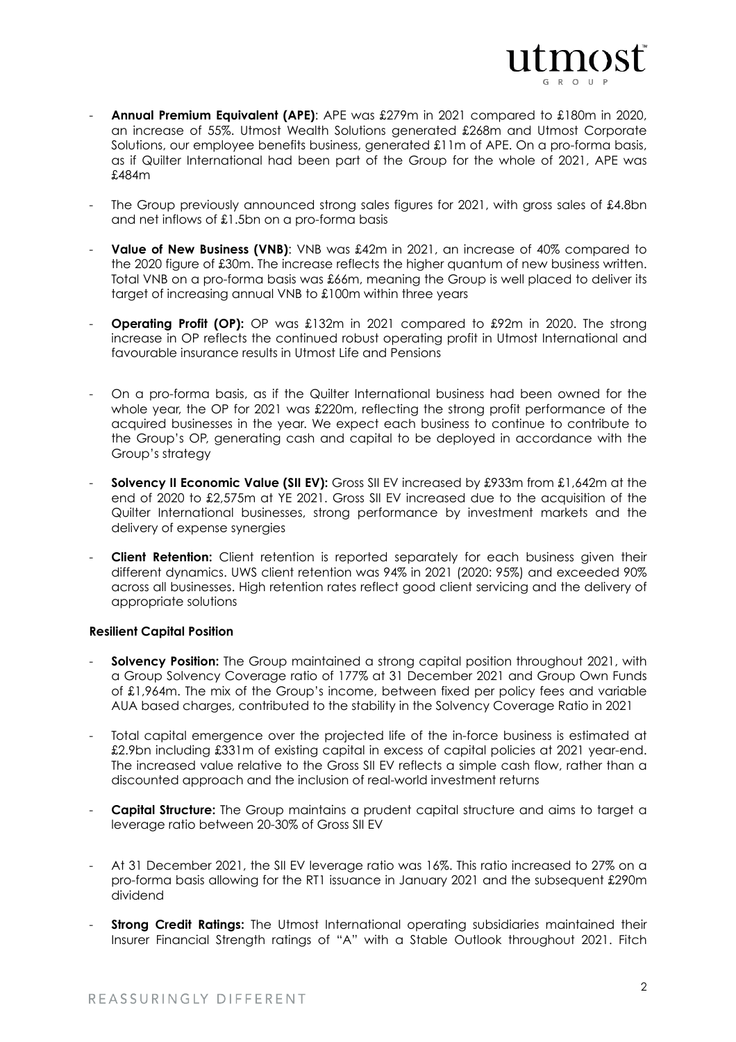- **Annual Premium Equivalent (APE)**: APE was £279m in 2021 compared to £180m in 2020, an increase of 55%. Utmost Wealth Solutions generated £268m and Utmost Corporate Solutions, our employee benefits business, generated £11m of APE. On a pro-forma basis, as if Quilter International had been part of the Group for the whole of 2021, APE was £484m

- The Group previously announced strong sales figures for 2021, with gross sales of £4.8bn and net inflows of £1.5bn on a pro-forma basis

- **Value of New Business (VNB)**: VNB was £42m in 2021, an increase of 40% compared to the 2020 figure of £30m. The increase reflects the higher quantum of new business written. Total VNB on a pro-forma basis was £66m, meaning the Group is well placed to deliver its target of increasing annual VNB to £100m within three years

- **Operating Profit (OP):** OP was £132m in 2021 compared to £92m in 2020. The strong increase in OP reflects the continued robust operating profit in Utmost International and favourable insurance results in Utmost Life and Pensions

- On a pro-forma basis, as if the Quilter International business had been owned for the whole year, the OP for 2021 was £220m, reflecting the strong profit performance of the acquired businesses in the year. We expect each business to continue to contribute to the Group's OP, generating cash and capital to be deployed in accordance with the Group's strategy

- **Solvency II Economic Value (SII EV):** Gross SII EV increased by £933m from £1,642m at the end of 2020 to £2,575m at YE 2021. Gross SII EV increased due to the acquisition of the Quilter International businesses, strong performance by investment markets and the delivery of expense synergies

- **Client Retention:** Client retention is reported separately for each business given their different dynamics. UWS client retention was 94% in 2021 (2020: 95%) and exceeded 90% across all businesses. High retention rates reflect good client servicing and the delivery of appropriate solutions

**Resilient Capital Position**

- **Solvency Position:** The Group maintained a strong capital position throughout 2021, with a Group Solvency Coverage ratio of 177% at 31 December 2021 and Group Own Funds of £1,964m. The mix of the Group's income, between fixed per policy fees and variable AUA based charges, contributed to the stability in the Solvency Coverage Ratio in 2021

- Total capital emergence over the projected life of the in-force business is estimated at £2.9bn including £331m of existing capital in excess of capital policies at 2021 year-end. The increased value relative to the Gross SII EV reflects a simple cash flow, rather than a discounted approach and the inclusion of real-world investment returns

- **Capital Structure:** The Group maintains a prudent capital structure and aims to target a leverage ratio between 20-30% of Gross SII EV

- At 31 December 2021, the SII EV leverage ratio was 16%. This ratio increased to 27% on a pro-forma basis allowing for the RT1 issuance in January 2021 and the subsequent £290m dividend

- **Strong Credit Ratings:** The Utmost International operating subsidiaries maintained their Insurer Financial Strength ratings of "A" with a Stable Outlook throughout 2021. Fitch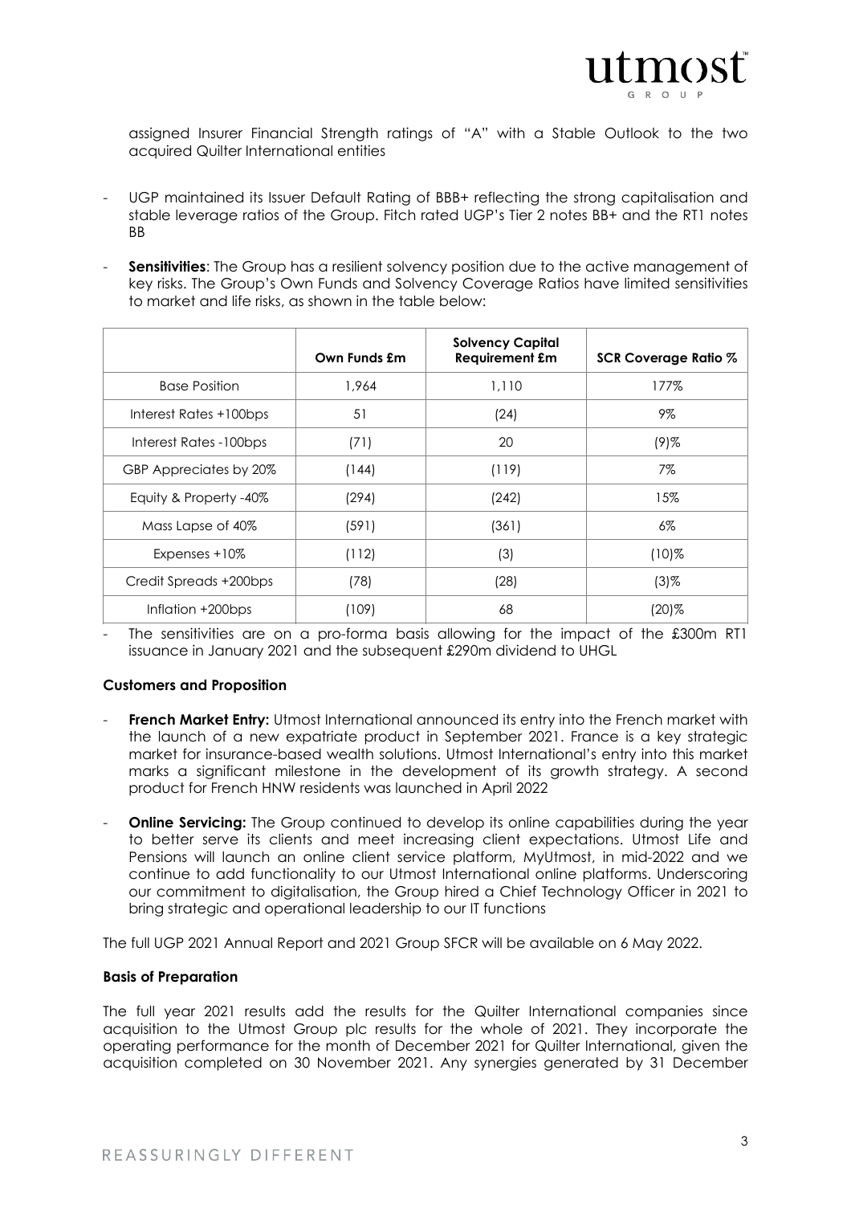assigned Insurer Financial Strength ratings of "A" with a Stable Outlook to the two acquired Quilter International entities

- UGP maintained its Issuer Default Rating of BBB+ reflecting the strong capitalisation and stable leverage ratios of the Group. Fitch rated UGP's Tier 2 notes BB+ and the RT1 notes BB
- **Sensitivities**: The Group has a resilient solvency position due to the active management of key risks. The Group's Own Funds and Solvency Coverage Ratios have limited sensitivities to market and life risks, as shown in the table below:

| | Own Funds £m | Solvency Capital Requirement £m | SCR Coverage Ratio % |
|---|---|---|---|
| Base Position | 1,964 | 1,110 | 177% |
| Interest Rates +100bps | 51 | (24) | 9% |
| Interest Rates -100bps | (71) | 20 | (9)% |
| GBP Appreciates by 20% | (144) | (119) | 7% |
| Equity & Property -40% | (294) | (242) | 15% |
| Mass Lapse of 40% | (591) | (361) | 6% |
| Expenses +10% | (112) | (3) | (10)% |
| Credit Spreads +200bps | (78) | (28) | (3)% |
| Inflation +200bps | (109) | 68 | (20)% |

- The sensitivities are on a pro-forma basis allowing for the impact of the £300m RT1 issuance in January 2021 and the subsequent £290m dividend to UHGL

**Customers and Proposition**

- **French Market Entry:** Utmost International announced its entry into the French market with the launch of a new expatriate product in September 2021. France is a key strategic market for insurance-based wealth solutions. Utmost International's entry into this market marks a significant milestone in the development of its growth strategy. A second product for French HNW residents was launched in April 2022
- **Online Servicing:** The Group continued to develop its online capabilities during the year to better serve its clients and meet increasing client expectations. Utmost Life and Pensions will launch an online client service platform, MyUtmost, in mid-2022 and we continue to add functionality to our Utmost International online platforms. Underscoring our commitment to digitalisation, the Group hired a Chief Technology Officer in 2021 to bring strategic and operational leadership to our IT functions

The full UGP 2021 Annual Report and 2021 Group SFCR will be available on 6 May 2022.

**Basis of Preparation**

The full year 2021 results add the results for the Quilter International companies since acquisition to the Utmost Group plc results for the whole of 2021. They incorporate the operating performance for the month of December 2021 for Quilter International, given the acquisition completed on 30 November 2021. Any synergies generated by 31 December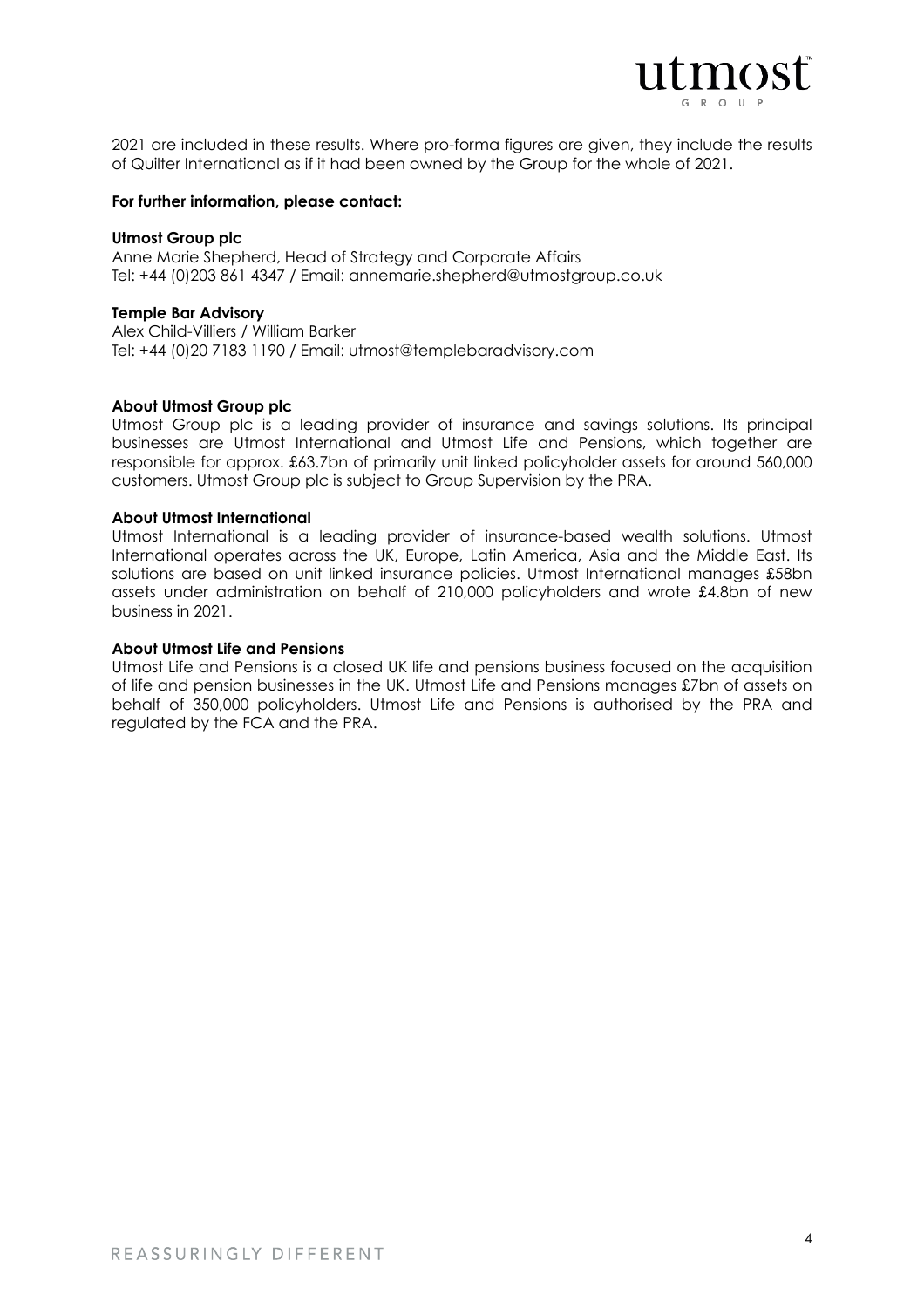2021 are included in these results. Where pro-forma figures are given, they include the results of Quilter International as if it had been owned by the Group for the whole of 2021.

**For further information, please contact:**

**Utmost Group plc**
Anne Marie Shepherd, Head of Strategy and Corporate Affairs
Tel: +44 (0)203 861 4347 / Email: annemarie.shepherd@utmostgroup.co.uk

**Temple Bar Advisory**
Alex Child-Villiers / William Barker
Tel: +44 (0)20 7183 1190 / Email: utmost@templebaradvisory.com

**About Utmost Group plc**
Utmost Group plc is a leading provider of insurance and savings solutions. Its principal businesses are Utmost International and Utmost Life and Pensions, which together are responsible for approx. £63.7bn of primarily unit linked policyholder assets for around 560,000 customers. Utmost Group plc is subject to Group Supervision by the PRA.

**About Utmost International**
Utmost International is a leading provider of insurance-based wealth solutions. Utmost International operates across the UK, Europe, Latin America, Asia and the Middle East. Its solutions are based on unit linked insurance policies. Utmost International manages £58bn assets under administration on behalf of 210,000 policyholders and wrote £4.8bn of new business in 2021.

**About Utmost Life and Pensions**
Utmost Life and Pensions is a closed UK life and pensions business focused on the acquisition of life and pension businesses in the UK. Utmost Life and Pensions manages £7bn of assets on behalf of 350,000 policyholders. Utmost Life and Pensions is authorised by the PRA and regulated by the FCA and the PRA.